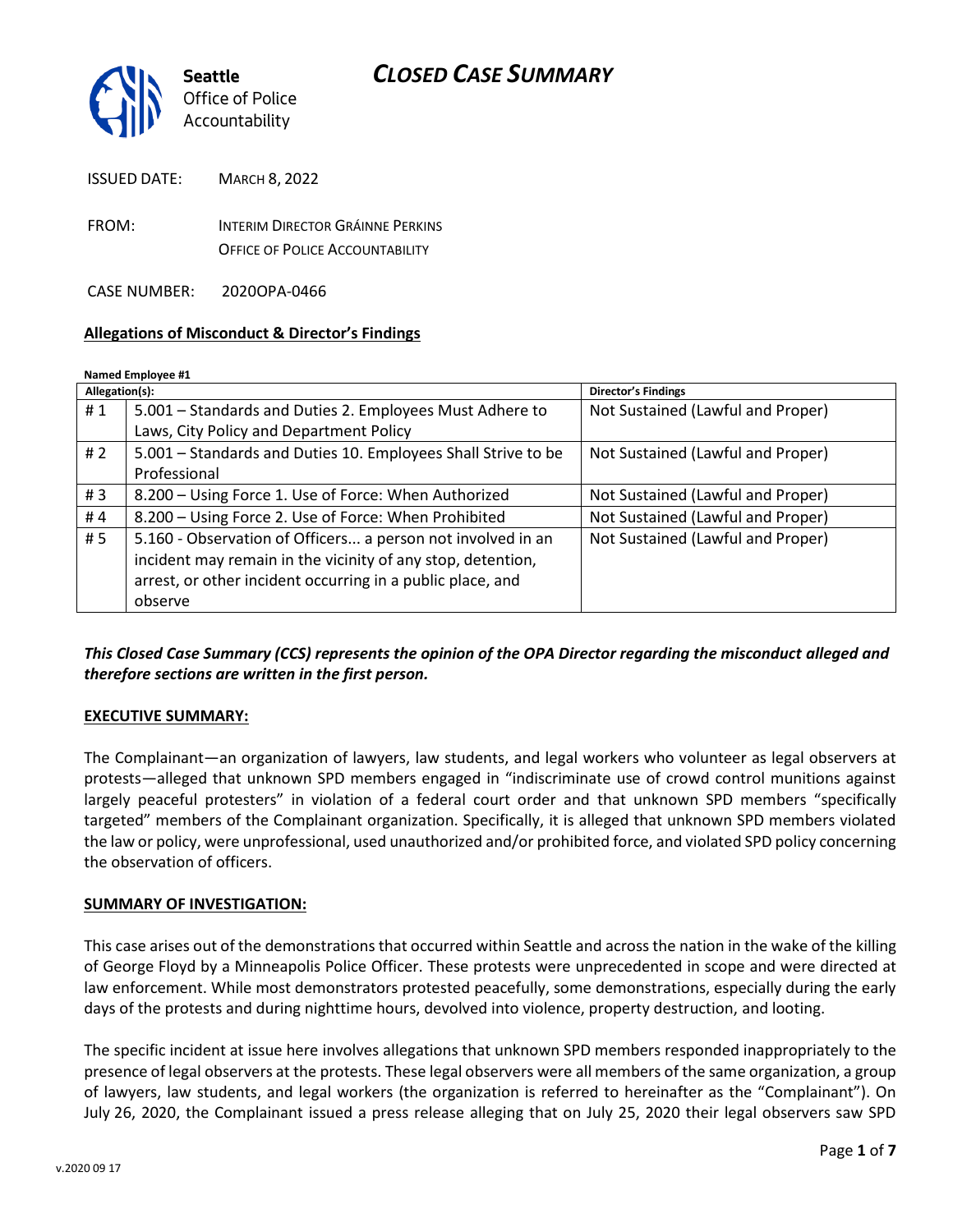# CLOSED CASE SUMMARY

**Seattle** Office of Police Accountability

ISSUED DATE: MARCH 8, 2022

FROM: INTERIM DIRECTOR GRÁINNE PERKINS
OFFICE OF POLICE ACCOUNTABILITY

CASE NUMBER: 2020OPA-0466

**Allegations of Misconduct & Director's Findings**

**Named Employee #1**

| Allegation(s): | | Director's Findings |
|---|---|---|
| # 1 | 5.001 – Standards and Duties 2. Employees Must Adhere to Laws, City Policy and Department Policy | Not Sustained (Lawful and Proper) |
| # 2 | 5.001 – Standards and Duties 10. Employees Shall Strive to be Professional | Not Sustained (Lawful and Proper) |
| # 3 | 8.200 – Using Force 1. Use of Force: When Authorized | Not Sustained (Lawful and Proper) |
| # 4 | 8.200 – Using Force 2. Use of Force: When Prohibited | Not Sustained (Lawful and Proper) |
| # 5 | 5.160 - Observation of Officers... a person not involved in an incident may remain in the vicinity of any stop, detention, arrest, or other incident occurring in a public place, and observe | Not Sustained (Lawful and Proper) |

***This Closed Case Summary (CCS) represents the opinion of the OPA Director regarding the misconduct alleged and therefore sections are written in the first person.***

**EXECUTIVE SUMMARY:**

The Complainant—an organization of lawyers, law students, and legal workers who volunteer as legal observers at protests—alleged that unknown SPD members engaged in "indiscriminate use of crowd control munitions against largely peaceful protesters" in violation of a federal court order and that unknown SPD members "specifically targeted" members of the Complainant organization. Specifically, it is alleged that unknown SPD members violated the law or policy, were unprofessional, used unauthorized and/or prohibited force, and violated SPD policy concerning the observation of officers.

**SUMMARY OF INVESTIGATION:**

This case arises out of the demonstrations that occurred within Seattle and across the nation in the wake of the killing of George Floyd by a Minneapolis Police Officer. These protests were unprecedented in scope and were directed at law enforcement. While most demonstrators protested peacefully, some demonstrations, especially during the early days of the protests and during nighttime hours, devolved into violence, property destruction, and looting.

The specific incident at issue here involves allegations that unknown SPD members responded inappropriately to the presence of legal observers at the protests. These legal observers were all members of the same organization, a group of lawyers, law students, and legal workers (the organization is referred to hereinafter as the "Complainant"). On July 26, 2020, the Complainant issued a press release alleging that on July 25, 2020 their legal observers saw SPD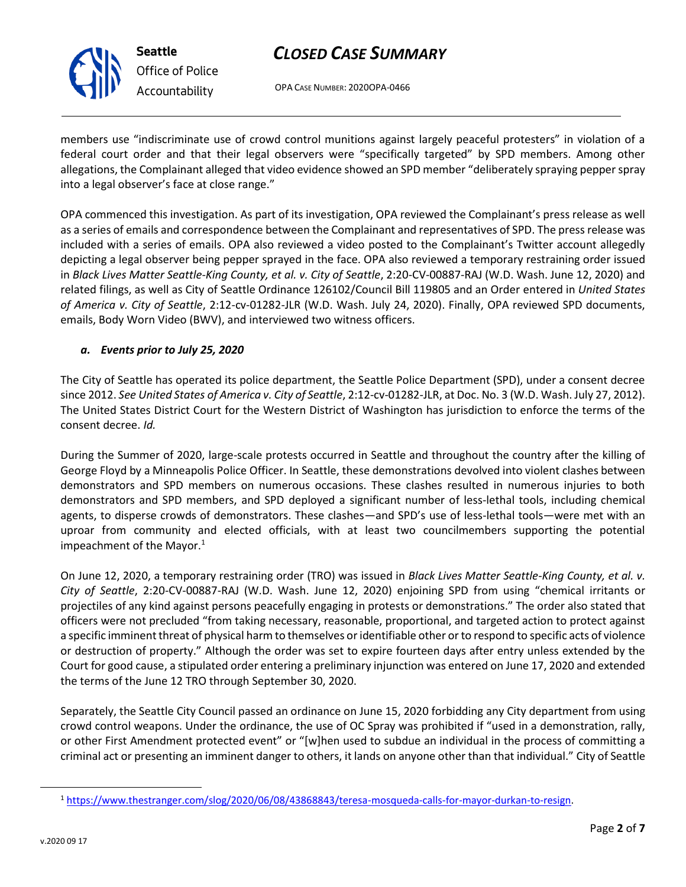members use "indiscriminate use of crowd control munitions against largely peaceful protesters" in violation of a federal court order and that their legal observers were "specifically targeted" by SPD members. Among other allegations, the Complainant alleged that video evidence showed an SPD member "deliberately spraying pepper spray into a legal observer's face at close range."

OPA commenced this investigation. As part of its investigation, OPA reviewed the Complainant's press release as well as a series of emails and correspondence between the Complainant and representatives of SPD. The press release was included with a series of emails. OPA also reviewed a video posted to the Complainant's Twitter account allegedly depicting a legal observer being pepper sprayed in the face. OPA also reviewed a temporary restraining order issued in *Black Lives Matter Seattle-King County, et al. v. City of Seattle*, 2:20-CV-00887-RAJ (W.D. Wash. June 12, 2020) and related filings, as well as City of Seattle Ordinance 126102/Council Bill 119805 and an Order entered in *United States of America v. City of Seattle*, 2:12-cv-01282-JLR (W.D. Wash. July 24, 2020). Finally, OPA reviewed SPD documents, emails, Body Worn Video (BWV), and interviewed two witness officers.

### *a. Events prior to July 25, 2020*

The City of Seattle has operated its police department, the Seattle Police Department (SPD), under a consent decree since 2012. *See United States of America v. City of Seattle*, 2:12-cv-01282-JLR, at Doc. No. 3 (W.D. Wash. July 27, 2012). The United States District Court for the Western District of Washington has jurisdiction to enforce the terms of the consent decree. *Id.*

During the Summer of 2020, large-scale protests occurred in Seattle and throughout the country after the killing of George Floyd by a Minneapolis Police Officer. In Seattle, these demonstrations devolved into violent clashes between demonstrators and SPD members on numerous occasions. These clashes resulted in numerous injuries to both demonstrators and SPD members, and SPD deployed a significant number of less-lethal tools, including chemical agents, to disperse crowds of demonstrators. These clashes—and SPD's use of less-lethal tools—were met with an uproar from community and elected officials, with at least two councilmembers supporting the potential impeachment of the Mayor.[1]

On June 12, 2020, a temporary restraining order (TRO) was issued in *Black Lives Matter Seattle-King County, et al. v. City of Seattle*, 2:20-CV-00887-RAJ (W.D. Wash. June 12, 2020) enjoining SPD from using "chemical irritants or projectiles of any kind against persons peacefully engaging in protests or demonstrations." The order also stated that officers were not precluded "from taking necessary, reasonable, proportional, and targeted action to protect against a specific imminent threat of physical harm to themselves or identifiable other or to respond to specific acts of violence or destruction of property." Although the order was set to expire fourteen days after entry unless extended by the Court for good cause, a stipulated order entering a preliminary injunction was entered on June 17, 2020 and extended the terms of the June 12 TRO through September 30, 2020.

Separately, the Seattle City Council passed an ordinance on June 15, 2020 forbidding any City department from using crowd control weapons. Under the ordinance, the use of OC Spray was prohibited if "used in a demonstration, rally, or other First Amendment protected event" or "[w]hen used to subdue an individual in the process of committing a criminal act or presenting an imminent danger to others, it lands on anyone other than that individual." City of Seattle

[1] https://www.thestranger.com/slog/2020/06/08/43868843/teresa-mosqueda-calls-for-mayor-durkan-to-resign.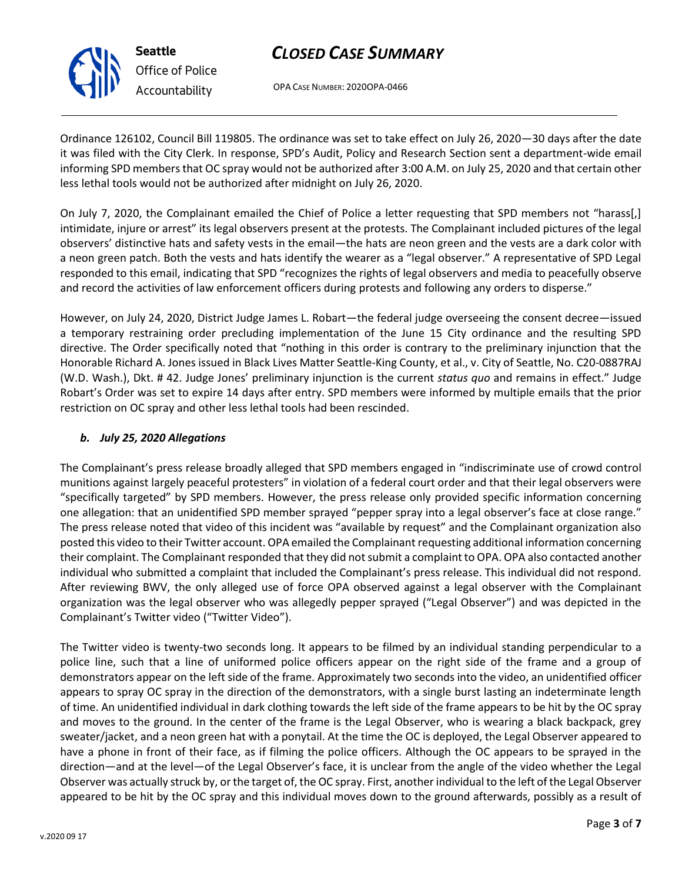Ordinance 126102, Council Bill 119805. The ordinance was set to take effect on July 26, 2020—30 days after the date it was filed with the City Clerk. In response, SPD's Audit, Policy and Research Section sent a department-wide email informing SPD members that OC spray would not be authorized after 3:00 A.M. on July 25, 2020 and that certain other less lethal tools would not be authorized after midnight on July 26, 2020.

On July 7, 2020, the Complainant emailed the Chief of Police a letter requesting that SPD members not "harass[,] intimidate, injure or arrest" its legal observers present at the protests. The Complainant included pictures of the legal observers' distinctive hats and safety vests in the email—the hats are neon green and the vests are a dark color with a neon green patch. Both the vests and hats identify the wearer as a "legal observer." A representative of SPD Legal responded to this email, indicating that SPD "recognizes the rights of legal observers and media to peacefully observe and record the activities of law enforcement officers during protests and following any orders to disperse."

However, on July 24, 2020, District Judge James L. Robart—the federal judge overseeing the consent decree—issued a temporary restraining order precluding implementation of the June 15 City ordinance and the resulting SPD directive. The Order specifically noted that "nothing in this order is contrary to the preliminary injunction that the Honorable Richard A. Jones issued in Black Lives Matter Seattle-King County, et al., v. City of Seattle, No. C20-0887RAJ (W.D. Wash.), Dkt. # 42. Judge Jones' preliminary injunction is the current *status quo* and remains in effect." Judge Robart's Order was set to expire 14 days after entry. SPD members were informed by multiple emails that the prior restriction on OC spray and other less lethal tools had been rescinded.

### *b. July 25, 2020 Allegations*

The Complainant's press release broadly alleged that SPD members engaged in "indiscriminate use of crowd control munitions against largely peaceful protesters" in violation of a federal court order and that their legal observers were "specifically targeted" by SPD members. However, the press release only provided specific information concerning one allegation: that an unidentified SPD member sprayed "pepper spray into a legal observer's face at close range." The press release noted that video of this incident was "available by request" and the Complainant organization also posted this video to their Twitter account. OPA emailed the Complainant requesting additional information concerning their complaint. The Complainant responded that they did not submit a complaint to OPA. OPA also contacted another individual who submitted a complaint that included the Complainant's press release. This individual did not respond. After reviewing BWV, the only alleged use of force OPA observed against a legal observer with the Complainant organization was the legal observer who was allegedly pepper sprayed ("Legal Observer") and was depicted in the Complainant's Twitter video ("Twitter Video").

The Twitter video is twenty-two seconds long. It appears to be filmed by an individual standing perpendicular to a police line, such that a line of uniformed police officers appear on the right side of the frame and a group of demonstrators appear on the left side of the frame. Approximately two seconds into the video, an unidentified officer appears to spray OC spray in the direction of the demonstrators, with a single burst lasting an indeterminate length of time. An unidentified individual in dark clothing towards the left side of the frame appears to be hit by the OC spray and moves to the ground. In the center of the frame is the Legal Observer, who is wearing a black backpack, grey sweater/jacket, and a neon green hat with a ponytail. At the time the OC is deployed, the Legal Observer appeared to have a phone in front of their face, as if filming the police officers. Although the OC appears to be sprayed in the direction—and at the level—of the Legal Observer's face, it is unclear from the angle of the video whether the Legal Observer was actually struck by, or the target of, the OC spray. First, another individual to the left of the Legal Observer appeared to be hit by the OC spray and this individual moves down to the ground afterwards, possibly as a result of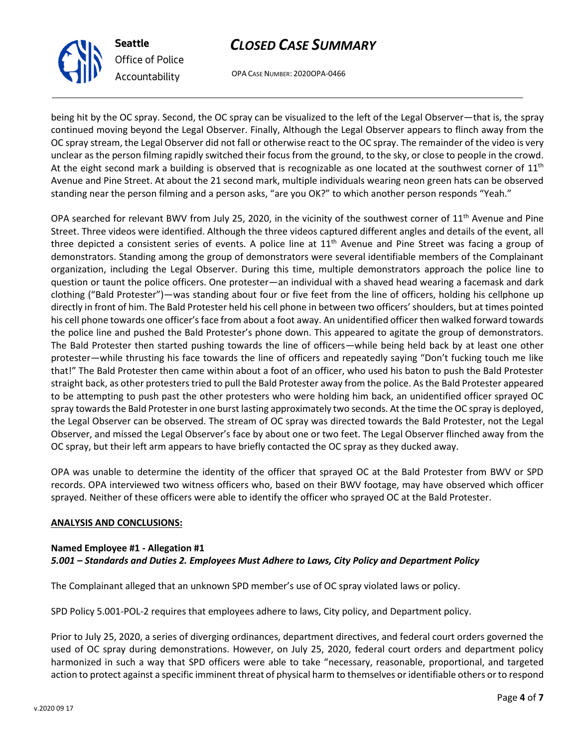being hit by the OC spray. Second, the OC spray can be visualized to the left of the Legal Observer—that is, the spray continued moving beyond the Legal Observer. Finally, Although the Legal Observer appears to flinch away from the OC spray stream, the Legal Observer did not fall or otherwise react to the OC spray. The remainder of the video is very unclear as the person filming rapidly switched their focus from the ground, to the sky, or close to people in the crowd. At the eight second mark a building is observed that is recognizable as one located at the southwest corner of 11th Avenue and Pine Street. At about the 21 second mark, multiple individuals wearing neon green hats can be observed standing near the person filming and a person asks, "are you OK?" to which another person responds "Yeah."

OPA searched for relevant BWV from July 25, 2020, in the vicinity of the southwest corner of 11th Avenue and Pine Street. Three videos were identified. Although the three videos captured different angles and details of the event, all three depicted a consistent series of events. A police line at 11th Avenue and Pine Street was facing a group of demonstrators. Standing among the group of demonstrators were several identifiable members of the Complainant organization, including the Legal Observer. During this time, multiple demonstrators approach the police line to question or taunt the police officers. One protester—an individual with a shaved head wearing a facemask and dark clothing ("Bald Protester")—was standing about four or five feet from the line of officers, holding his cellphone up directly in front of him. The Bald Protester held his cell phone in between two officers' shoulders, but at times pointed his cell phone towards one officer's face from about a foot away. An unidentified officer then walked forward towards the police line and pushed the Bald Protester's phone down. This appeared to agitate the group of demonstrators. The Bald Protester then started pushing towards the line of officers—while being held back by at least one other protester—while thrusting his face towards the line of officers and repeatedly saying "Don't fucking touch me like that!" The Bald Protester then came within about a foot of an officer, who used his baton to push the Bald Protester straight back, as other protesters tried to pull the Bald Protester away from the police. As the Bald Protester appeared to be attempting to push past the other protesters who were holding him back, an unidentified officer sprayed OC spray towards the Bald Protester in one burst lasting approximately two seconds. At the time the OC spray is deployed, the Legal Observer can be observed. The stream of OC spray was directed towards the Bald Protester, not the Legal Observer, and missed the Legal Observer's face by about one or two feet. The Legal Observer flinched away from the OC spray, but their left arm appears to have briefly contacted the OC spray as they ducked away.

OPA was unable to determine the identity of the officer that sprayed OC at the Bald Protester from BWV or SPD records. OPA interviewed two witness officers who, based on their BWV footage, may have observed which officer sprayed. Neither of these officers were able to identify the officer who sprayed OC at the Bald Protester.

**ANALYSIS AND CONCLUSIONS:**

**Named Employee #1 - Allegation #1**
***5.001 – Standards and Duties 2. Employees Must Adhere to Laws, City Policy and Department Policy***

The Complainant alleged that an unknown SPD member's use of OC spray violated laws or policy.

SPD Policy 5.001-POL-2 requires that employees adhere to laws, City policy, and Department policy.

Prior to July 25, 2020, a series of diverging ordinances, department directives, and federal court orders governed the used of OC spray during demonstrations. However, on July 25, 2020, federal court orders and department policy harmonized in such a way that SPD officers were able to take "necessary, reasonable, proportional, and targeted action to protect against a specific imminent threat of physical harm to themselves or identifiable others or to respond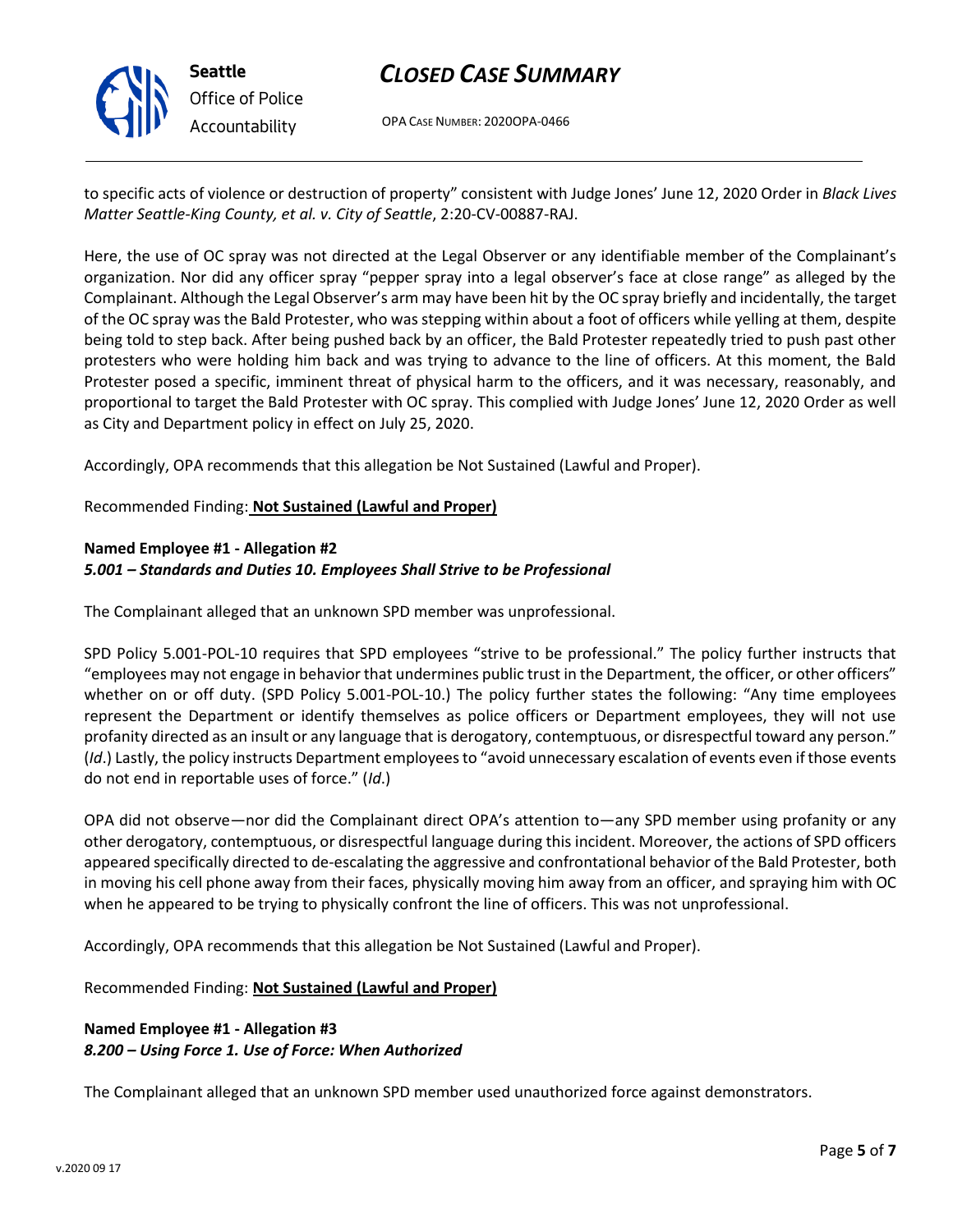to specific acts of violence or destruction of property" consistent with Judge Jones' June 12, 2020 Order in *Black Lives Matter Seattle-King County, et al. v. City of Seattle*, 2:20-CV-00887-RAJ.

Here, the use of OC spray was not directed at the Legal Observer or any identifiable member of the Complainant's organization. Nor did any officer spray "pepper spray into a legal observer's face at close range" as alleged by the Complainant. Although the Legal Observer's arm may have been hit by the OC spray briefly and incidentally, the target of the OC spray was the Bald Protester, who was stepping within about a foot of officers while yelling at them, despite being told to step back. After being pushed back by an officer, the Bald Protester repeatedly tried to push past other protesters who were holding him back and was trying to advance to the line of officers. At this moment, the Bald Protester posed a specific, imminent threat of physical harm to the officers, and it was necessary, reasonably, and proportional to target the Bald Protester with OC spray. This complied with Judge Jones' June 12, 2020 Order as well as City and Department policy in effect on July 25, 2020.

Accordingly, OPA recommends that this allegation be Not Sustained (Lawful and Proper).

Recommended Finding: **Not Sustained (Lawful and Proper)**

**Named Employee #1 - Allegation #2**
***5.001 – Standards and Duties 10. Employees Shall Strive to be Professional***

The Complainant alleged that an unknown SPD member was unprofessional.

SPD Policy 5.001-POL-10 requires that SPD employees "strive to be professional." The policy further instructs that "employees may not engage in behavior that undermines public trust in the Department, the officer, or other officers" whether on or off duty. (SPD Policy 5.001-POL-10.) The policy further states the following: "Any time employees represent the Department or identify themselves as police officers or Department employees, they will not use profanity directed as an insult or any language that is derogatory, contemptuous, or disrespectful toward any person." (*Id*.) Lastly, the policy instructs Department employees to "avoid unnecessary escalation of events even if those events do not end in reportable uses of force." (*Id*.)

OPA did not observe—nor did the Complainant direct OPA's attention to—any SPD member using profanity or any other derogatory, contemptuous, or disrespectful language during this incident. Moreover, the actions of SPD officers appeared specifically directed to de-escalating the aggressive and confrontational behavior of the Bald Protester, both in moving his cell phone away from their faces, physically moving him away from an officer, and spraying him with OC when he appeared to be trying to physically confront the line of officers. This was not unprofessional.

Accordingly, OPA recommends that this allegation be Not Sustained (Lawful and Proper).

Recommended Finding: **Not Sustained (Lawful and Proper)**

**Named Employee #1 - Allegation #3**
***8.200 – Using Force 1. Use of Force: When Authorized***

The Complainant alleged that an unknown SPD member used unauthorized force against demonstrators.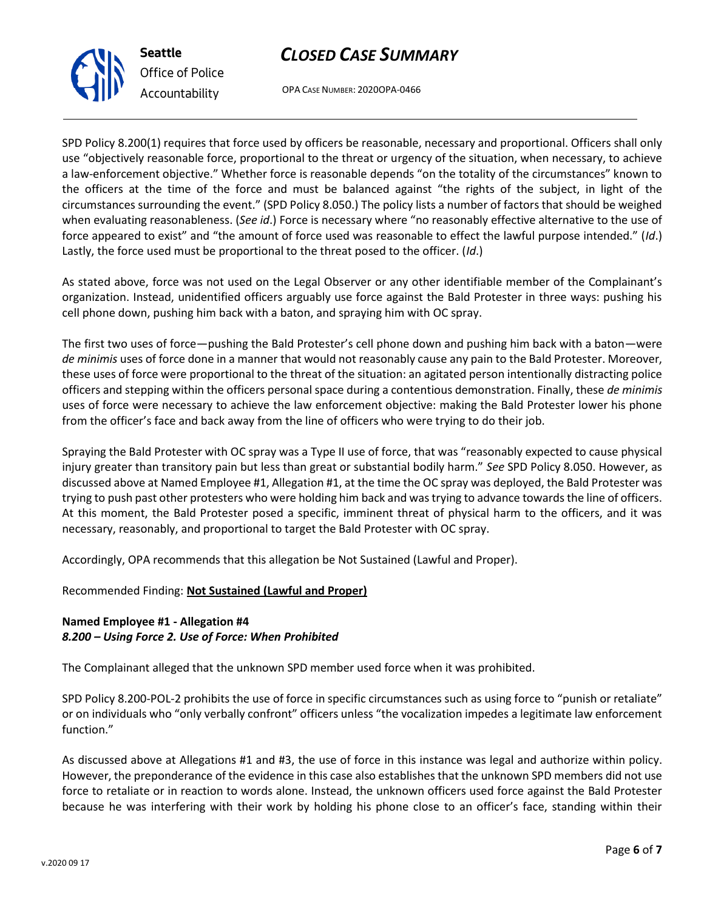SPD Policy 8.200(1) requires that force used by officers be reasonable, necessary and proportional. Officers shall only use "objectively reasonable force, proportional to the threat or urgency of the situation, when necessary, to achieve a law-enforcement objective." Whether force is reasonable depends "on the totality of the circumstances" known to the officers at the time of the force and must be balanced against "the rights of the subject, in light of the circumstances surrounding the event." (SPD Policy 8.050.) The policy lists a number of factors that should be weighed when evaluating reasonableness. (*See id*.) Force is necessary where "no reasonably effective alternative to the use of force appeared to exist" and "the amount of force used was reasonable to effect the lawful purpose intended." (*Id*.) Lastly, the force used must be proportional to the threat posed to the officer. (*Id*.)

As stated above, force was not used on the Legal Observer or any other identifiable member of the Complainant's organization. Instead, unidentified officers arguably use force against the Bald Protester in three ways: pushing his cell phone down, pushing him back with a baton, and spraying him with OC spray.

The first two uses of force—pushing the Bald Protester's cell phone down and pushing him back with a baton—were *de minimis* uses of force done in a manner that would not reasonably cause any pain to the Bald Protester. Moreover, these uses of force were proportional to the threat of the situation: an agitated person intentionally distracting police officers and stepping within the officers personal space during a contentious demonstration. Finally, these *de minimis* uses of force were necessary to achieve the law enforcement objective: making the Bald Protester lower his phone from the officer's face and back away from the line of officers who were trying to do their job.

Spraying the Bald Protester with OC spray was a Type II use of force, that was "reasonably expected to cause physical injury greater than transitory pain but less than great or substantial bodily harm." *See* SPD Policy 8.050. However, as discussed above at Named Employee #1, Allegation #1, at the time the OC spray was deployed, the Bald Protester was trying to push past other protesters who were holding him back and was trying to advance towards the line of officers. At this moment, the Bald Protester posed a specific, imminent threat of physical harm to the officers, and it was necessary, reasonably, and proportional to target the Bald Protester with OC spray.

Accordingly, OPA recommends that this allegation be Not Sustained (Lawful and Proper).

Recommended Finding: **Not Sustained (Lawful and Proper)**

**Named Employee #1 - Allegation #4**
***8.200 – Using Force 2. Use of Force: When Prohibited***

The Complainant alleged that the unknown SPD member used force when it was prohibited.

SPD Policy 8.200-POL-2 prohibits the use of force in specific circumstances such as using force to "punish or retaliate" or on individuals who "only verbally confront" officers unless "the vocalization impedes a legitimate law enforcement function."

As discussed above at Allegations #1 and #3, the use of force in this instance was legal and authorize within policy. However, the preponderance of the evidence in this case also establishes that the unknown SPD members did not use force to retaliate or in reaction to words alone. Instead, the unknown officers used force against the Bald Protester because he was interfering with their work by holding his phone close to an officer's face, standing within their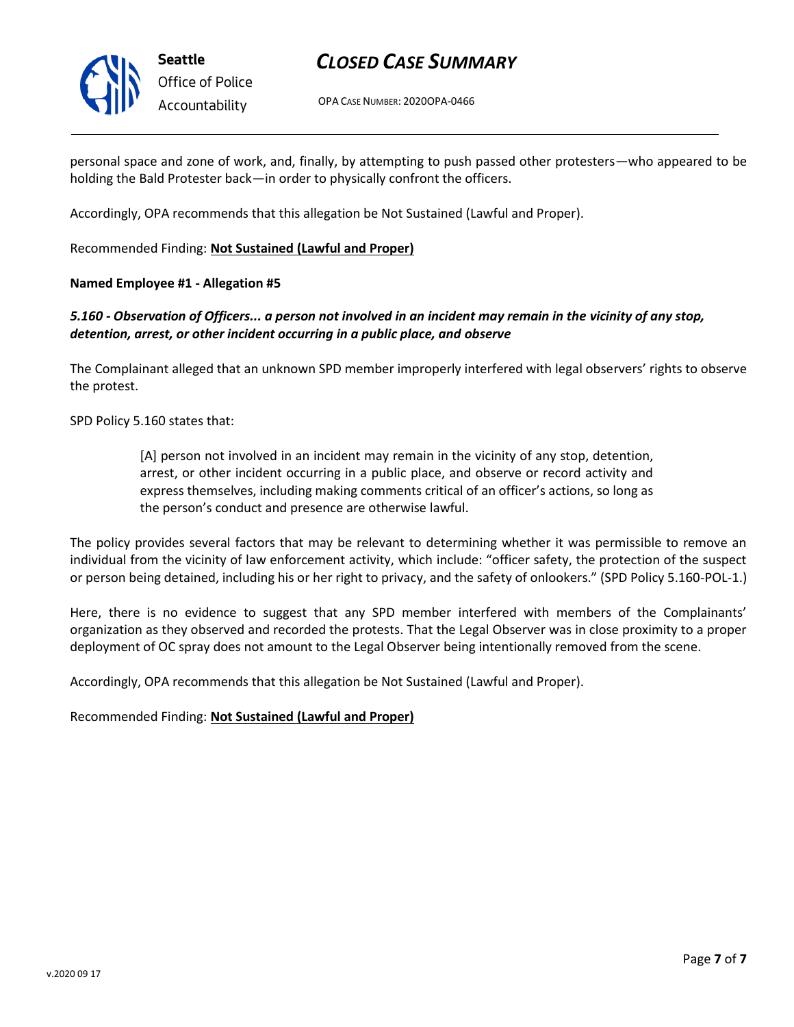personal space and zone of work, and, finally, by attempting to push passed other protesters—who appeared to be holding the Bald Protester back—in order to physically confront the officers.

Accordingly, OPA recommends that this allegation be Not Sustained (Lawful and Proper).

Recommended Finding: **Not Sustained (Lawful and Proper)**

**Named Employee #1 - Allegation #5**

***5.160 - Observation of Officers... a person not involved in an incident may remain in the vicinity of any stop, detention, arrest, or other incident occurring in a public place, and observe***

The Complainant alleged that an unknown SPD member improperly interfered with legal observers' rights to observe the protest.

SPD Policy 5.160 states that:

> [A] person not involved in an incident may remain in the vicinity of any stop, detention, arrest, or other incident occurring in a public place, and observe or record activity and express themselves, including making comments critical of an officer's actions, so long as the person's conduct and presence are otherwise lawful.

The policy provides several factors that may be relevant to determining whether it was permissible to remove an individual from the vicinity of law enforcement activity, which include: "officer safety, the protection of the suspect or person being detained, including his or her right to privacy, and the safety of onlookers." (SPD Policy 5.160-POL-1.)

Here, there is no evidence to suggest that any SPD member interfered with members of the Complainants' organization as they observed and recorded the protests. That the Legal Observer was in close proximity to a proper deployment of OC spray does not amount to the Legal Observer being intentionally removed from the scene.

Accordingly, OPA recommends that this allegation be Not Sustained (Lawful and Proper).

Recommended Finding: **Not Sustained (Lawful and Proper)**